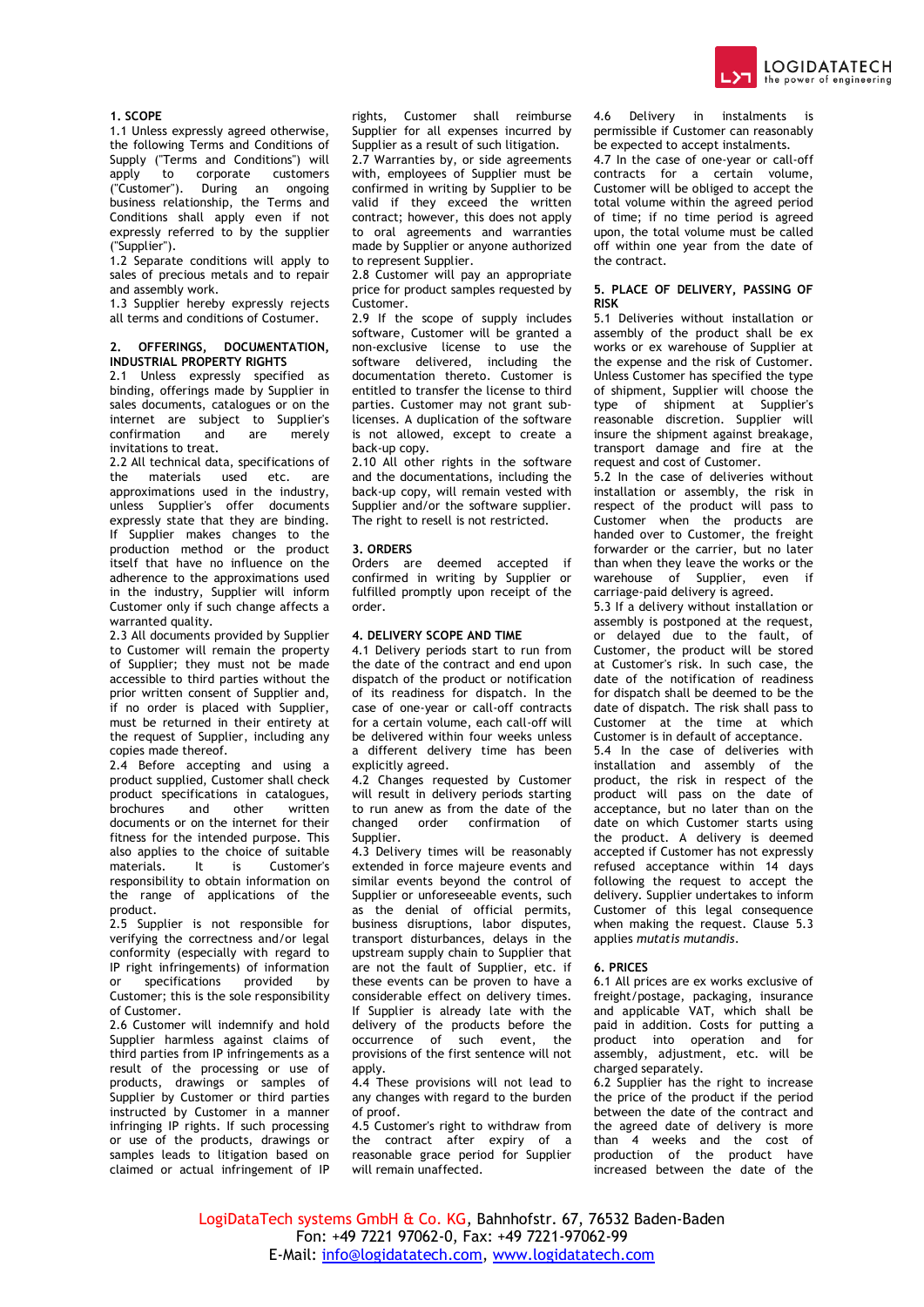## 1. SCOPE

1.1 Unless expressly agreed otherwise, the following Terms and Conditions of Supply ("Terms and Conditions") will apply to corporate customers ("Customer"). During an ongoing business relationship, the Terms and Conditions shall apply even if not expressly referred to by the supplier ("Supplier").

1.2 Separate conditions will apply to sales of precious metals and to repair and assembly work.

1.3 Supplier hereby expressly rejects all terms and conditions of Costumer.

## 2. OFFERINGS, DOCUMENTATION, INDUSTRIAL PROPERTY RIGHTS

2.1 Unless expressly specified as binding, offerings made by Supplier in sales documents, catalogues or on the internet are subject to Supplier's confirmation and are merely invitations to treat.

2.2 All technical data, specifications of the materials used etc. are approximations used in the industry, unless Supplier's offer documents expressly state that they are binding. If Supplier makes changes to the production method or the product itself that have no influence on the adherence to the approximations used in the industry, Supplier will inform Customer only if such change affects a warranted quality.

2.3 All documents provided by Supplier to Customer will remain the property of Supplier; they must not be made accessible to third parties without the prior written consent of Supplier and, if no order is placed with Supplier, must be returned in their entirety at the request of Supplier, including any copies made thereof.

2.4 Before accepting and using a product supplied, Customer shall check product specifications in catalogues, brochures and other written documents or on the internet for their fitness for the intended purpose. This also applies to the choice of suitable materials. It is Customer's responsibility to obtain information on the range of applications of the product.

2.5 Supplier is not responsible for verifying the correctness and/or legal conformity (especially with regard to IP right infringements) of information or specifications provided by Customer; this is the sole responsibility of Customer.

2.6 Customer will indemnify and hold Supplier harmless against claims of third parties from IP infringements as a result of the processing or use of products, drawings or samples of Supplier by Customer or third parties instructed by Customer in a manner infringing IP rights. If such processing or use of the products, drawings or samples leads to litigation based on claimed or actual infringement of IP rights, Customer shall reimburse Supplier for all expenses incurred by Supplier as a result of such litigation.

2.7 Warranties by, or side agreements with, employees of Supplier must be confirmed in writing by Supplier to be valid if they exceed the written contract; however, this does not apply to oral agreements and warranties made by Supplier or anyone authorized to represent Supplier.

2.8 Customer will pay an appropriate price for product samples requested by Customer.

2.9 If the scope of supply includes software, Customer will be granted a non-exclusive license to use the software delivered, including the documentation thereto. Customer is entitled to transfer the license to third parties. Customer may not grant sub-licenses. A duplication of the software is not allowed, except to create a back-up copy.

2.10 All other rights in the software and the documentations, including the back-up copy, will remain vested with Supplier and/or the software supplier. The right to resell is not restricted.

## 3. ORDERS

Orders are deemed accepted if confirmed in writing by Supplier or fulfilled promptly upon receipt of the order.

## 4. DELIVERY SCOPE AND TIME

4.1 Delivery periods start to run from the date of the contract and end upon dispatch of the product or notification of its readiness for dispatch. In the case of one-year or call-off contracts for a certain volume, each call-off will be delivered within four weeks unless a different delivery time has been explicitly agreed.

4.2 Changes requested by Customer will result in delivery periods starting to run anew as from the date of the changed order confirmation of Supplier.

4.3 Delivery times will be reasonably extended in force majeure events and similar events beyond the control of Supplier or unforeseeable events, such as the denial of official permits, business disruptions, labor disputes, transport disturbances, delays in the upstream supply chain to Supplier that are not the fault of Supplier, etc. if these events can be proven to have a considerable effect on delivery times. If Supplier is already late with the delivery of the products before the occurrence of such event, the provisions of the first sentence will not apply.

4.4 These provisions will not lead to any changes with regard to the burden of proof.

4.5 Customer's right to withdraw from the contract after expiry of a reasonable grace period for Supplier will remain unaffected.

4.6 Delivery in instalments is permissible if Customer can reasonably be expected to accept instalments.

4.7 In the case of one-year or call-off contracts for a certain volume, Customer will be obliged to accept the total volume within the agreed period of time; if no time period is agreed upon, the total volume must be called off within one year from the date of the contract.

## 5. PLACE OF DELIVERY, PASSING OF RISK

5.1 Deliveries without installation or assembly of the product shall be ex works or ex warehouse of Supplier at the expense and the risk of Customer. Unless Customer has specified the type of shipment, Supplier will choose the type of shipment at Supplier's reasonable discretion. Supplier will insure the shipment against breakage, transport damage and fire at the request and cost of Customer.

5.2 In the case of deliveries without installation or assembly, the risk in respect of the product will pass to Customer when the products are handed over to Customer, the freight forwarder or the carrier, but no later than when they leave the works or the warehouse of Supplier, even if carriage-paid delivery is agreed.

5.3 If a delivery without installation or assembly is postponed at the request, or delayed due to the fault, of Customer, the product will be stored at Customer's risk. In such case, the date of the notification of readiness for dispatch shall be deemed to be the date of dispatch. The risk shall pass to Customer at the time at which Customer is in default of acceptance.

5.4 In the case of deliveries with installation and assembly of the product, the risk in respect of the product will pass on the date of acceptance, but no later than on the date on which Customer starts using the product. A delivery is deemed accepted if Customer has not expressly refused acceptance within 14 days following the request to accept the delivery. Supplier undertakes to inform Customer of this legal consequence when making the request. Clause 5.3 applies *mutatis mutandis*.

## 6. PRICES

6.1 All prices are ex works exclusive of freight/postage, packaging, insurance and applicable VAT, which shall be paid in addition. Costs for putting a product into operation and for assembly, adjustment, etc. will be charged separately.

6.2 Supplier has the right to increase the price of the product if the period between the date of the contract and the agreed date of delivery is more than 4 weeks and the cost of production of the product have increased between the date of the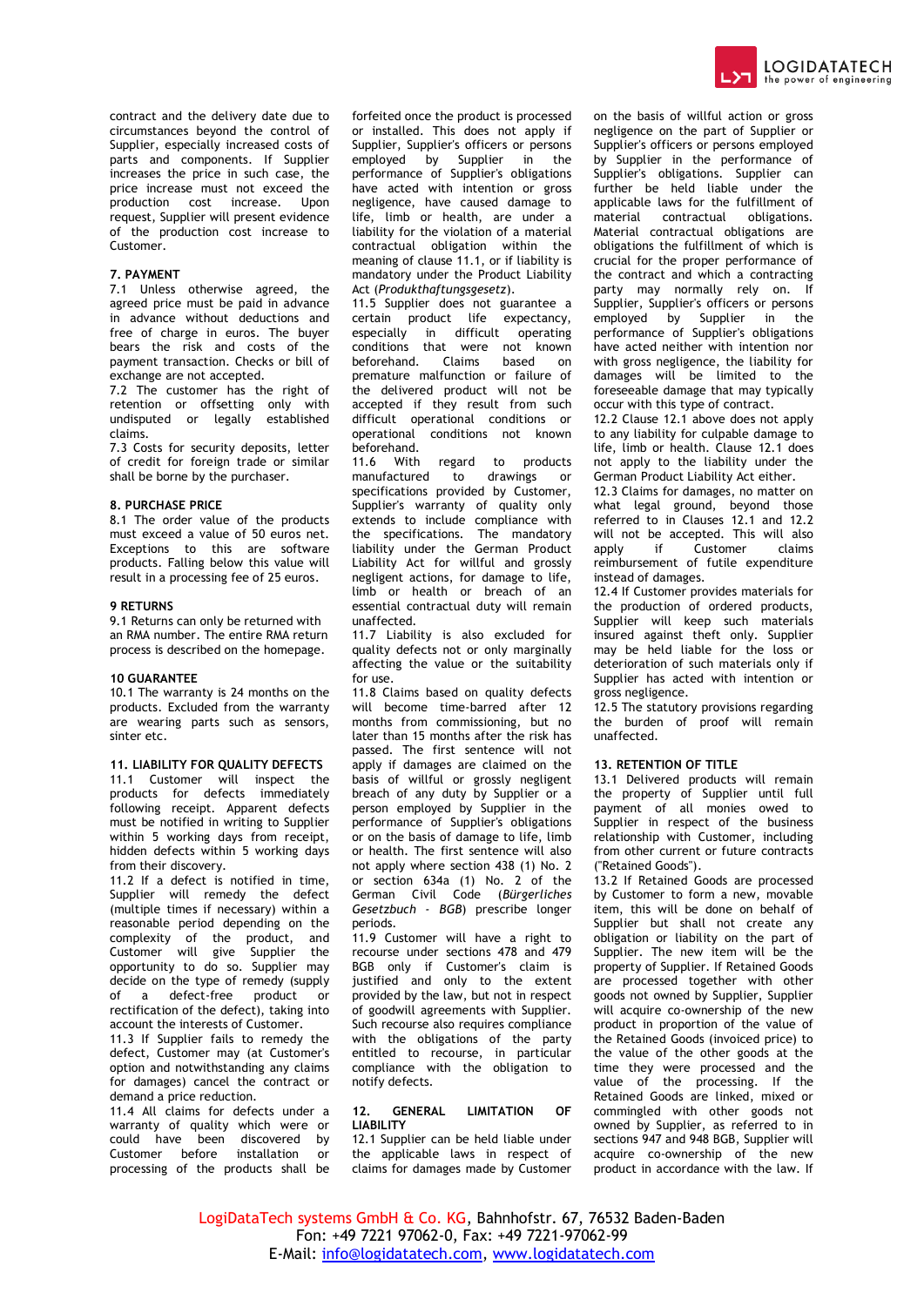contract and the delivery date due to circumstances beyond the control of Supplier, especially increased costs of parts and components. If Supplier increases the price in such case, the price increase must not exceed the production cost increase. Upon request, Supplier will present evidence of the production cost increase to Customer.

### 7. PAYMENT

7.1 Unless otherwise agreed, the agreed price must be paid in advance in advance without deductions and free of charge in euros. The buyer bears the risk and costs of the payment transaction. Checks or bill of exchange are not accepted.

7.2 The customer has the right of retention or offsetting only with undisputed or legally established claims.

7.3 Costs for security deposits, letter of credit for foreign trade or similar shall be borne by the purchaser.

### 8. PURCHASE PRICE

8.1 The order value of the products must exceed a value of 50 euros net. Exceptions to this are software products. Falling below this value will result in a processing fee of 25 euros.

### 9 RETURNS

9.1 Returns can only be returned with an RMA number. The entire RMA return process is described on the homepage.

### 10 GUARANTEE

10.1 The warranty is 24 months on the products. Excluded from the warranty are wearing parts such as sensors, sinter etc.

### 11. LIABILITY FOR QUALITY DEFECTS

11.1 Customer will inspect the products for defects immediately following receipt. Apparent defects must be notified in writing to Supplier within 5 working days from receipt, hidden defects within 5 working days from their discovery.

11.2 If a defect is notified in time, Supplier will remedy the defect (multiple times if necessary) within a reasonable period depending on the complexity of the product, and Customer will give Supplier the opportunity to do so. Supplier may decide on the type of remedy (supply of a defect-free product or rectification of the defect), taking into account the interests of Customer.

11.3 If Supplier fails to remedy the defect, Customer may (at Customer's option and notwithstanding any claims for damages) cancel the contract or demand a price reduction.

11.4 All claims for defects under a warranty of quality which were or could have been discovered by Customer before installation or processing of the products shall be forfeited once the product is processed or installed. This does not apply if Supplier, Supplier's officers or persons employed by Supplier in the performance of Supplier's obligations have acted with intention or gross negligence, have caused damage to life, limb or health, are under a liability for the violation of a material contractual obligation within the meaning of clause 11.1, or if liability is mandatory under the Product Liability Act (*Produkthaftungsgesetz*).

11.5 Supplier does not guarantee a certain product life expectancy, especially in difficult operating conditions that were not known beforehand. Claims based on premature malfunction or failure of the delivered product will not be accepted if they result from such difficult operational conditions or operational conditions not known beforehand.

11.6 With regard to products manufactured to drawings or specifications provided by Customer, Supplier's warranty of quality only extends to include compliance with the specifications. The mandatory liability under the German Product Liability Act for willful and grossly negligent actions, for damage to life, limb or health or breach of an essential contractual duty will remain unaffected.

11.7 Liability is also excluded for quality defects not or only marginally affecting the value or the suitability for use.

11.8 Claims based on quality defects will become time-barred after 12 months from commissioning, but no later than 15 months after the risk has passed. The first sentence will not apply if damages are claimed on the basis of willful or grossly negligent breach of any duty by Supplier or a person employed by Supplier in the performance of Supplier's obligations or on the basis of damage to life, limb or health. The first sentence will also not apply where section 438 (1) No. 2 or section 634a (1) No. 2 of the German Civil Code (*Bürgerliches Gesetzbuch - BGB*) prescribe longer periods.

11.9 Customer will have a right to recourse under sections 478 and 479 BGB only if Customer's claim is justified and only to the extent provided by the law, but not in respect of goodwill agreements with Supplier. Such recourse also requires compliance with the obligations of the party entitled to recourse, in particular compliance with the obligation to notify defects.

### 12. GENERAL LIMITATION OF LIABILITY

12.1 Supplier can be held liable under the applicable laws in respect of claims for damages made by Customer on the basis of willful action or gross negligence on the part of Supplier or Supplier's officers or persons employed by Supplier in the performance of Supplier's obligations. Supplier can further be held liable under the applicable laws for the fulfillment of material contractual obligations. Material contractual obligations are obligations the fulfillment of which is crucial for the proper performance of the contract and which a contracting party may normally rely on. If Supplier, Supplier's officers or persons employed by Supplier in the performance of Supplier's obligations have acted neither with intention nor with gross negligence, the liability for damages will be limited to the foreseeable damage that may typically occur with this type of contract.

12.2 Clause 12.1 above does not apply to any liability for culpable damage to life, limb or health. Clause 12.1 does not apply to the liability under the German Product Liability Act either.

12.3 Claims for damages, no matter on what legal ground, beyond those referred to in Clauses 12.1 and 12.2 will not be accepted. This will also apply if Customer claims reimbursement of futile expenditure instead of damages.

12.4 If Customer provides materials for the production of ordered products, Supplier will keep such materials insured against theft only. Supplier may be held liable for the loss or deterioration of such materials only if Supplier has acted with intention or gross negligence.

12.5 The statutory provisions regarding the burden of proof will remain unaffected.

### 13. RETENTION OF TITLE

13.1 Delivered products will remain the property of Supplier until full payment of all monies owed to Supplier in respect of the business relationship with Customer, including from other current or future contracts ("Retained Goods").

13.2 If Retained Goods are processed by Customer to form a new, movable item, this will be done on behalf of Supplier but shall not create any obligation or liability on the part of Supplier. The new item will be the property of Supplier. If Retained Goods are processed together with other goods not owned by Supplier, Supplier will acquire co-ownership of the new product in proportion of the value of the Retained Goods (invoiced price) to the value of the other goods at the time they were processed and the value of the processing. If the Retained Goods are linked, mixed or commingled with other goods not owned by Supplier, as referred to in sections 947 and 948 BGB, Supplier will acquire co-ownership of the new product in accordance with the law. If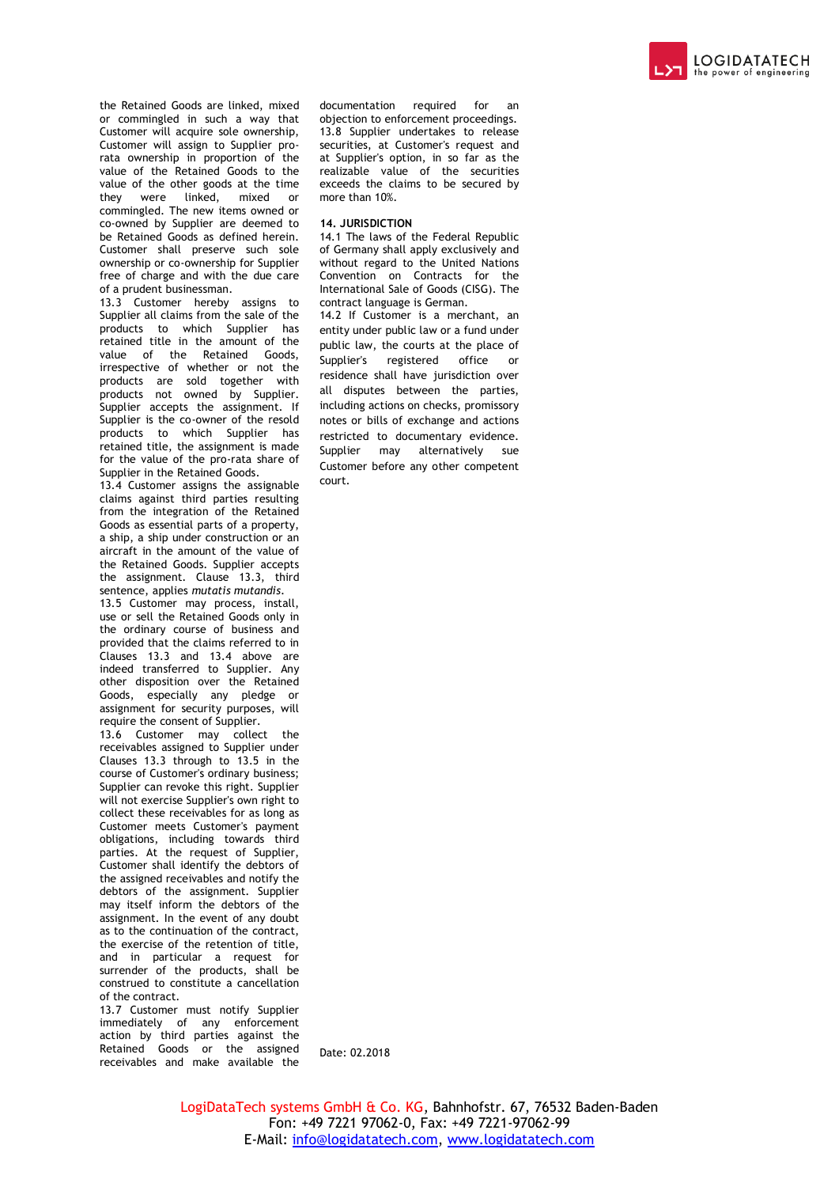the Retained Goods are linked, mixed or commingled in such a way that Customer will acquire sole ownership, Customer will assign to Supplier pro-rata ownership in proportion of the value of the Retained Goods to the value of the other goods at the time they were linked, mixed or commingled. The new items owned or co-owned by Supplier are deemed to be Retained Goods as defined herein. Customer shall preserve such sole ownership or co-ownership for Supplier free of charge and with the due care of a prudent businessman.

13.3 Customer hereby assigns to Supplier all claims from the sale of the products to which Supplier has retained title in the amount of the value of the Retained Goods, irrespective of whether or not the products are sold together with products not owned by Supplier. Supplier accepts the assignment. If Supplier is the co-owner of the resold products to which Supplier has retained title, the assignment is made for the value of the pro-rata share of Supplier in the Retained Goods.

13.4 Customer assigns the assignable claims against third parties resulting from the integration of the Retained Goods as essential parts of a property, a ship, a ship under construction or an aircraft in the amount of the value of the Retained Goods. Supplier accepts the assignment. Clause 13.3, third sentence, applies *mutatis mutandis.*

13.5 Customer may process, install, use or sell the Retained Goods only in the ordinary course of business and provided that the claims referred to in Clauses 13.3 and 13.4 above are indeed transferred to Supplier. Any other disposition over the Retained Goods, especially any pledge or assignment for security purposes, will require the consent of Supplier.

13.6 Customer may collect the receivables assigned to Supplier under Clauses 13.3 through to 13.5 in the course of Customer's ordinary business; Supplier can revoke this right. Supplier will not exercise Supplier's own right to collect these receivables for as long as Customer meets Customer's payment obligations, including towards third parties. At the request of Supplier, Customer shall identify the debtors of the assigned receivables and notify the debtors of the assignment. Supplier may itself inform the debtors of the assignment. In the event of any doubt as to the continuation of the contract, the exercise of the retention of title, and in particular a request for surrender of the products, shall be construed to constitute a cancellation of the contract.

13.7 Customer must notify Supplier immediately of any enforcement action by third parties against the Retained Goods or the assigned receivables and make available the documentation required for an objection to enforcement proceedings.

13.8 Supplier undertakes to release securities, at Customer's request and at Supplier's option, in so far as the realizable value of the securities exceeds the claims to be secured by more than 10%.

**14. JURISDICTION**

14.1 The laws of the Federal Republic of Germany shall apply exclusively and without regard to the United Nations Convention on Contracts for the International Sale of Goods (CISG). The contract language is German.

14.2 If Customer is a merchant, an entity under public law or a fund under public law, the courts at the place of Supplier's registered office or residence shall have jurisdiction over all disputes between the parties, including actions on checks, promissory notes or bills of exchange and actions restricted to documentary evidence. Supplier may alternatively sue Customer before any other competent court.

Date: 02.2018